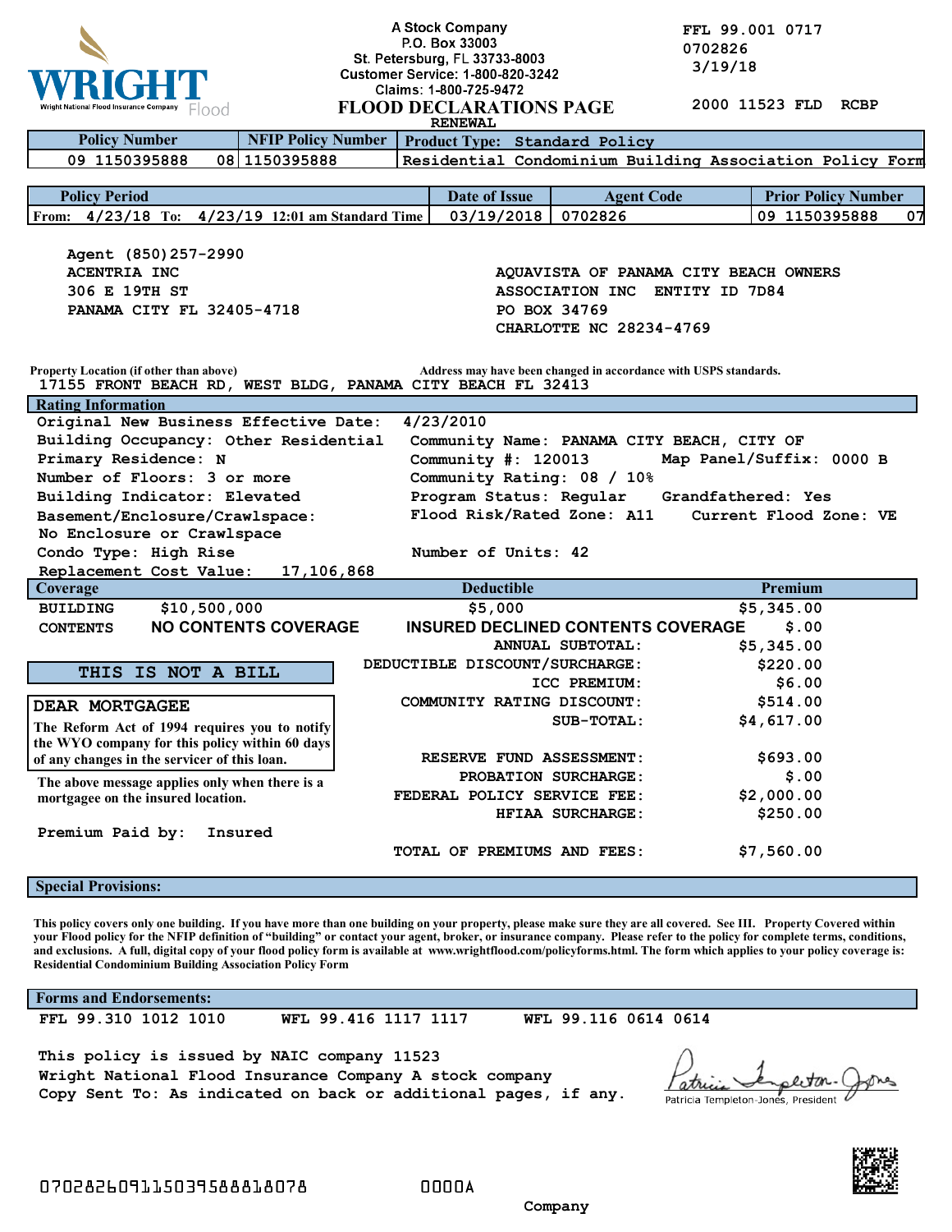WRIGHT Flood
Wright National Flood Insurance Company

A Stock Company
P.O. Box 33003
St. Petersburg, FL 33733-8003
Customer Service: 1-800-820-3242
Claims: 1-800-725-9472

FFL 99.001 0717
0702826
3/19/18

# FLOOD DECLARATIONS PAGE

RENEWAL

2000 11523 FLD RCBP

| Policy Number | NFIP Policy Number | Product Type: Standard Policy |
|---|---|---|
| 09 1150395888 | 08 1150395888 | Residential Condominium Building Association Policy Form |

| Policy Period | Date of Issue | Agent Code | Prior Policy Number |
|---|---|---|---|
| From: 4/23/18 To: 4/23/19 12:01 am Standard Time | 03/19/2018 | 0702826 | 09 1150395888 07 |

Agent (850)257-2990
ACENTRIA INC
306 E 19TH ST
PANAMA CITY FL 32405-4718

AQUAVISTA OF PANAMA CITY BEACH OWNERS
ASSOCIATION INC ENTITY ID 7D84
PO BOX 34769
CHARLOTTE NC 28234-4769

Property Location (if other than above) — Address may have been changed in accordance with USPS standards.
17155 FRONT BEACH RD, WEST BLDG, PANAMA CITY BEACH FL 32413

## Rating Information

Original New Business Effective Date: 4/23/2010
Building Occupancy: Other Residential
Primary Residence: N
Number of Floors: 3 or more
Building Indicator: Elevated
Basement/Enclosure/Crawlspace: No Enclosure or Crawlspace
Condo Type: High Rise
Replacement Cost Value: 17,106,868

Community Name: PANAMA CITY BEACH, CITY OF
Community #: 120013 Map Panel/Suffix: 0000 B
Community Rating: 08 / 10%
Program Status: Regular Grandfathered: Yes
Flood Risk/Rated Zone: A11 Current Flood Zone: VE
Number of Units: 42

| Coverage | | Deductible | Premium |
|---|---|---|---|
| BUILDING | $10,500,000 | $5,000 | $5,345.00 |
| CONTENTS | NO CONTENTS COVERAGE | INSURED DECLINED CONTENTS COVERAGE | $.00 |
| | | ANNUAL SUBTOTAL: | $5,345.00 |
| | | DEDUCTIBLE DISCOUNT/SURCHARGE: | $220.00 |
| | | ICC PREMIUM: | $6.00 |
| | | COMMUNITY RATING DISCOUNT: | $514.00 |
| | | SUB-TOTAL: | $4,617.00 |
| | | RESERVE FUND ASSESSMENT: | $693.00 |
| | | PROBATION SURCHARGE: | $.00 |
| | | FEDERAL POLICY SERVICE FEE: | $2,000.00 |
| | | HFIAA SURCHARGE: | $250.00 |
| | | TOTAL OF PREMIUMS AND FEES: | $7,560.00 |

**THIS IS NOT A BILL**

**DEAR MORTGAGEE**

The Reform Act of 1994 requires you to notify the WYO company for this policy within 60 days of any changes in the servicer of this loan.

The above message applies only when there is a mortgagee on the insured location.

Premium Paid by: Insured

## Special Provisions:

This policy covers only one building. If you have more than one building on your property, please make sure they are all covered. See III. Property Covered within your Flood policy for the NFIP definition of "building" or contact your agent, broker, or insurance company. Please refer to the policy for complete terms, conditions, and exclusions. A full, digital copy of your flood policy form is available at www.wrightflood.com/policyforms.html. The form which applies to your policy coverage is: Residential Condominium Building Association Policy Form

## Forms and Endorsements:

FFL 99.310 1012 1010 WFL 99.416 1117 1117 WFL 99.116 0614 0614

This policy is issued by NAIC company 11523
Wright National Flood Insurance Company A stock company
Copy Sent To: As indicated on back or additional pages, if any.

Patricia Templeton-Jones, President

070282609115039588818078 0000A

Company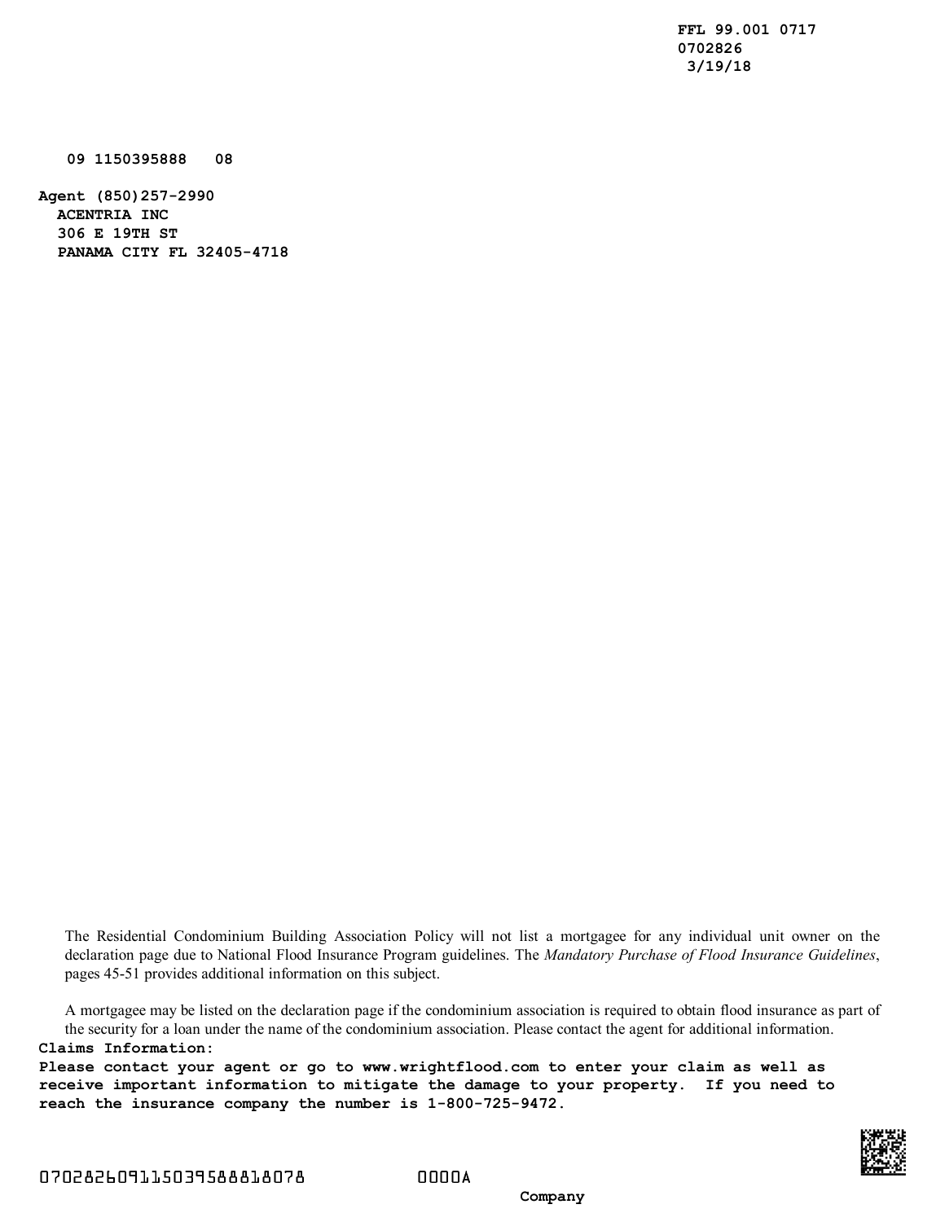**FFL 99.001 0717**
**0702826**
**3/19/18**

**09 1150395888 08**

**Agent (850)257-2990**
**ACENTRIA INC**
**306 E 19TH ST**
**PANAMA CITY FL 32405-4718**

The Residential Condominium Building Association Policy will not list a mortgagee for any individual unit owner on the declaration page due to National Flood Insurance Program guidelines. The *Mandatory Purchase of Flood Insurance Guidelines*, pages 45-51 provides additional information on this subject.

A mortgagee may be listed on the declaration page if the condominium association is required to obtain flood insurance as part of the security for a loan under the name of the condominium association. Please contact the agent for additional information.

**Claims Information:**
**Please contact your agent or go to www.wrightflood.com to enter your claim as well as receive important information to mitigate the damage to your property. If you need to reach the insurance company the number is 1-800-725-9472.**

07028260911503958881807​8 0000A

**Company**